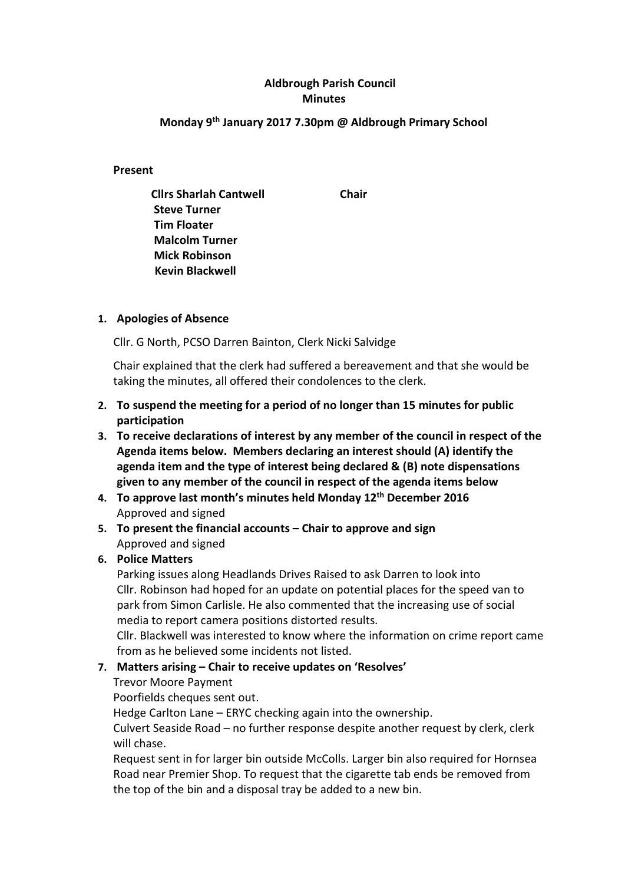# Aldbrough Parish Council
## Minutes

### Monday 9th January 2017 7.30pm @ Aldbrough Primary School

**Present**

**Cllrs Sharlah Cantwell** **Chair**
**Steve Turner**
**Tim Floater**
**Malcolm Turner**
**Mick Robinson**
**Kevin Blackwell**

1. **Apologies of Absence**

   Cllr. G North, PCSO Darren Bainton, Clerk Nicki Salvidge

   Chair explained that the clerk had suffered a bereavement and that she would be taking the minutes, all offered their condolences to the clerk.

2. **To suspend the meeting for a period of no longer than 15 minutes for public participation**
3. **To receive declarations of interest by any member of the council in respect of the Agenda items below. Members declaring an interest should (A) identify the agenda item and the type of interest being declared & (B) note dispensations given to any member of the council in respect of the agenda items below**
4. **To approve last month's minutes held Monday 12th December 2016**
   Approved and signed
5. **To present the financial accounts – Chair to approve and sign**
   Approved and signed
6. **Police Matters**
   Parking issues along Headlands Drives Raised to ask Darren to look into
   Cllr. Robinson had hoped for an update on potential places for the speed van to park from Simon Carlisle. He also commented that the increasing use of social media to report camera positions distorted results.
   Cllr. Blackwell was interested to know where the information on crime report came from as he believed some incidents not listed.
7. **Matters arising – Chair to receive updates on 'Resolves'**
   Trevor Moore Payment
   Poorfields cheques sent out.
   Hedge Carlton Lane – ERYC checking again into the ownership.
   Culvert Seaside Road – no further response despite another request by clerk, clerk will chase.
   Request sent in for larger bin outside McColls. Larger bin also required for Hornsea Road near Premier Shop. To request that the cigarette tab ends be removed from the top of the bin and a disposal tray be added to a new bin.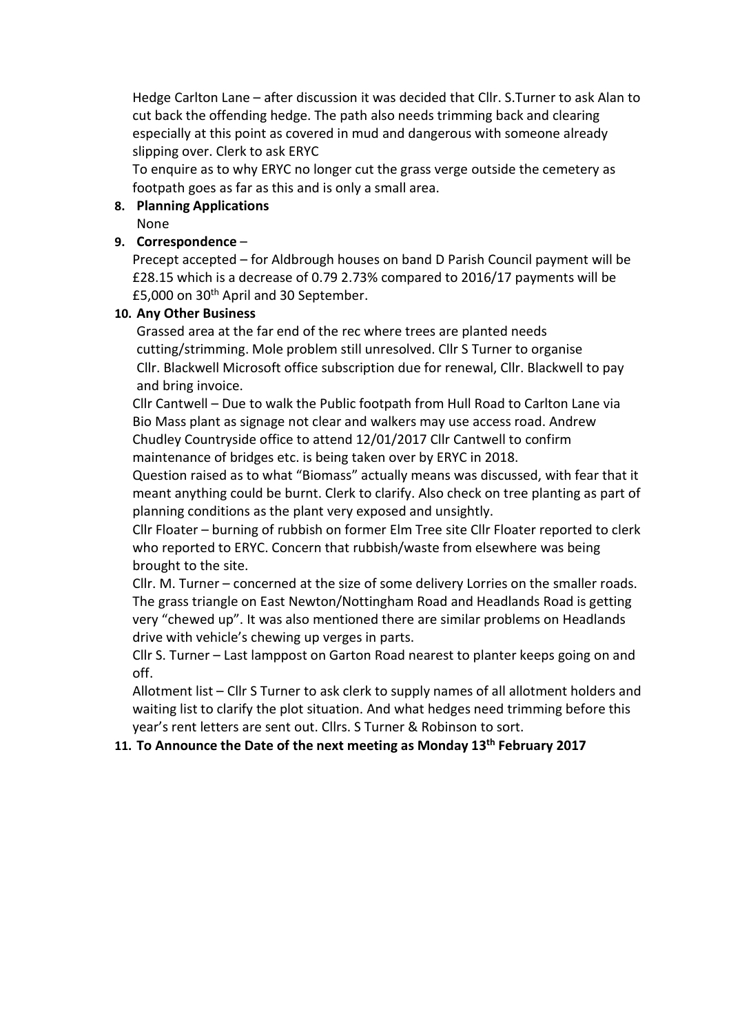Hedge Carlton Lane – after discussion it was decided that Cllr. S.Turner to ask Alan to cut back the offending hedge. The path also needs trimming back and clearing especially at this point as covered in mud and dangerous with someone already slipping over. Clerk to ask ERYC

To enquire as to why ERYC no longer cut the grass verge outside the cemetery as footpath goes as far as this and is only a small area.

**8. Planning Applications**

None

**9. Correspondence** –

Precept accepted – for Aldbrough houses on band D Parish Council payment will be £28.15 which is a decrease of 0.79 2.73% compared to 2016/17 payments will be £5,000 on 30th April and 30 September.

**10. Any Other Business**

Grassed area at the far end of the rec where trees are planted needs cutting/strimming. Mole problem still unresolved. Cllr S Turner to organise

Cllr. Blackwell Microsoft office subscription due for renewal, Cllr. Blackwell to pay and bring invoice.

Cllr Cantwell – Due to walk the Public footpath from Hull Road to Carlton Lane via Bio Mass plant as signage not clear and walkers may use access road. Andrew Chudley Countryside office to attend 12/01/2017 Cllr Cantwell to confirm maintenance of bridges etc. is being taken over by ERYC in 2018.

Question raised as to what "Biomass" actually means was discussed, with fear that it meant anything could be burnt. Clerk to clarify. Also check on tree planting as part of planning conditions as the plant very exposed and unsightly.

Cllr Floater – burning of rubbish on former Elm Tree site Cllr Floater reported to clerk who reported to ERYC. Concern that rubbish/waste from elsewhere was being brought to the site.

Cllr. M. Turner – concerned at the size of some delivery Lorries on the smaller roads. The grass triangle on East Newton/Nottingham Road and Headlands Road is getting very "chewed up". It was also mentioned there are similar problems on Headlands drive with vehicle's chewing up verges in parts.

Cllr S. Turner – Last lamppost on Garton Road nearest to planter keeps going on and off.

Allotment list – Cllr S Turner to ask clerk to supply names of all allotment holders and waiting list to clarify the plot situation. And what hedges need trimming before this year's rent letters are sent out. Cllrs. S Turner & Robinson to sort.

**11. To Announce the Date of the next meeting as Monday 13th February 2017**